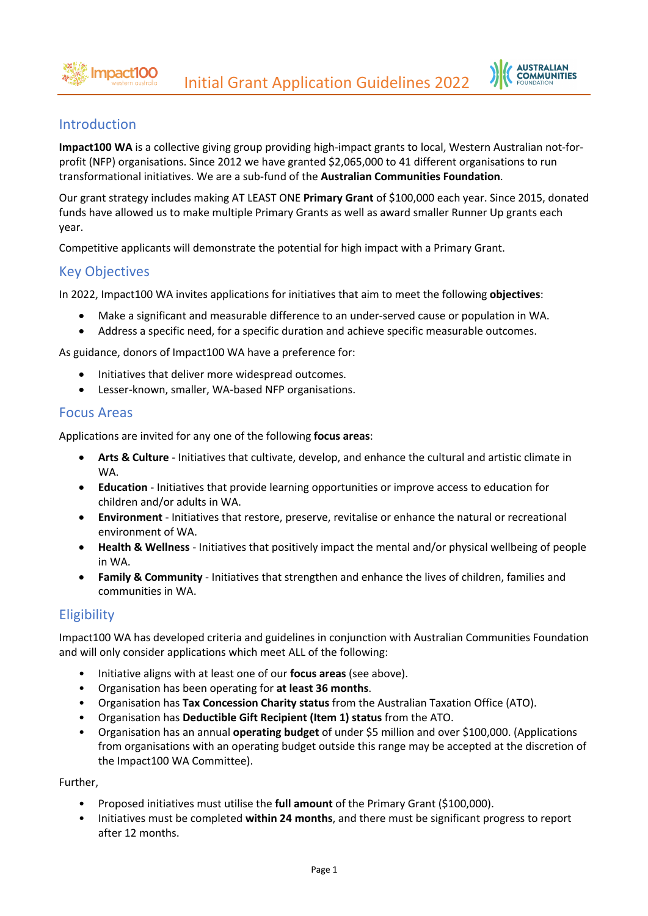# Initial Grant Application Guidelines 2022

## Introduction

**Impact100 WA** is a collective giving group providing high-impact grants to local, Western Australian not-for-profit (NFP) organisations. Since 2012 we have granted $2,065,000 to 41 different organisations to run transformational initiatives. We are a sub-fund of the **Australian Communities Foundation**.

Our grant strategy includes making AT LEAST ONE **Primary Grant** of $100,000 each year. Since 2015, donated funds have allowed us to make multiple Primary Grants as well as award smaller Runner Up grants each year.

Competitive applicants will demonstrate the potential for high impact with a Primary Grant.

## Key Objectives

In 2022, Impact100 WA invites applications for initiatives that aim to meet the following **objectives**:

- Make a significant and measurable difference to an under-served cause or population in WA.
- Address a specific need, for a specific duration and achieve specific measurable outcomes.

As guidance, donors of Impact100 WA have a preference for:

- Initiatives that deliver more widespread outcomes.
- Lesser-known, smaller, WA-based NFP organisations.

## Focus Areas

Applications are invited for any one of the following **focus areas**:

- **Arts & Culture** - Initiatives that cultivate, develop, and enhance the cultural and artistic climate in WA.
- **Education** - Initiatives that provide learning opportunities or improve access to education for children and/or adults in WA.
- **Environment** - Initiatives that restore, preserve, revitalise or enhance the natural or recreational environment of WA.
- **Health & Wellness** - Initiatives that positively impact the mental and/or physical wellbeing of people in WA.
- **Family & Community** - Initiatives that strengthen and enhance the lives of children, families and communities in WA.

## Eligibility

Impact100 WA has developed criteria and guidelines in conjunction with Australian Communities Foundation and will only consider applications which meet ALL of the following:

- Initiative aligns with at least one of our **focus areas** (see above).
- Organisation has been operating for **at least 36 months**.
- Organisation has **Tax Concession Charity status** from the Australian Taxation Office (ATO).
- Organisation has **Deductible Gift Recipient (Item 1) status** from the ATO.
- Organisation has an annual **operating budget** of under $5 million and over $100,000. (Applications from organisations with an operating budget outside this range may be accepted at the discretion of the Impact100 WA Committee).

Further,

- Proposed initiatives must utilise the **full amount** of the Primary Grant ($100,000).
- Initiatives must be completed **within 24 months**, and there must be significant progress to report after 12 months.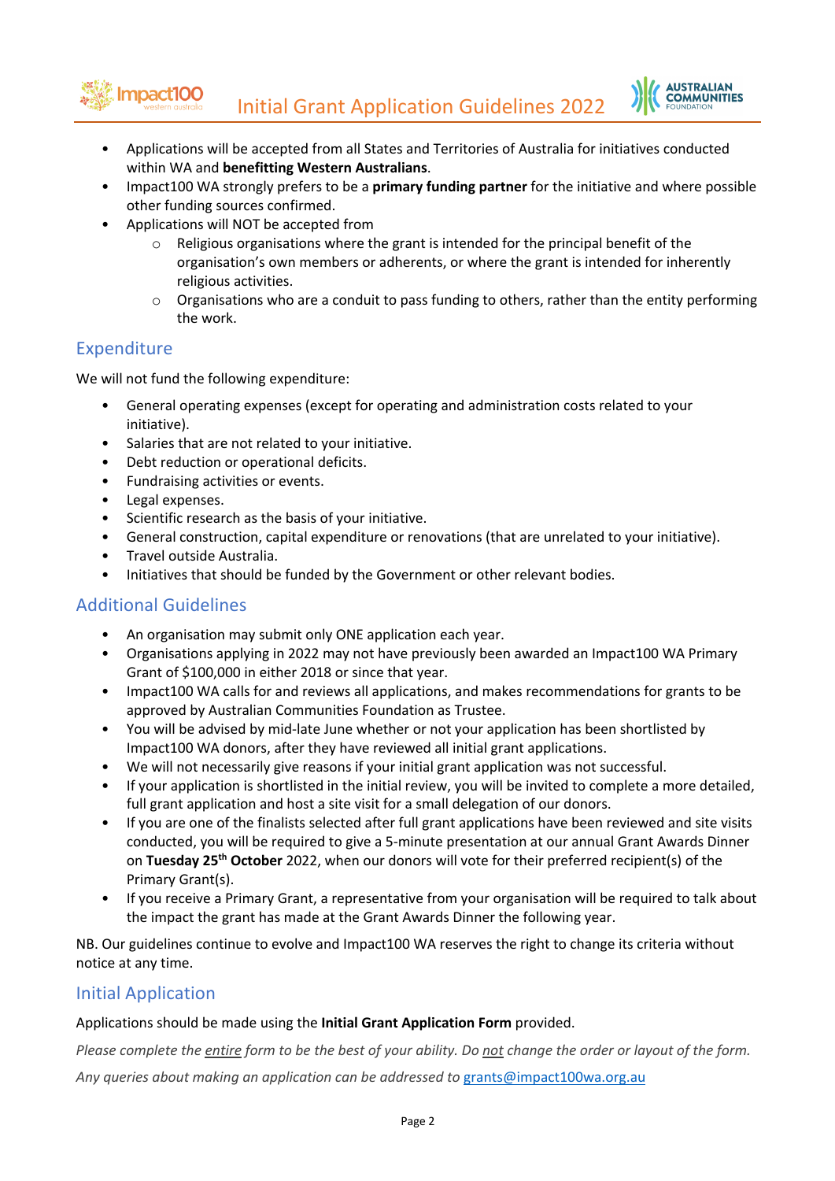- Applications will be accepted from all States and Territories of Australia for initiatives conducted within WA and **benefitting Western Australians**.
- Impact100 WA strongly prefers to be a **primary funding partner** for the initiative and where possible other funding sources confirmed.
- Applications will NOT be accepted from
  - Religious organisations where the grant is intended for the principal benefit of the organisation's own members or adherents, or where the grant is intended for inherently religious activities.
  - Organisations who are a conduit to pass funding to others, rather than the entity performing the work.

## Expenditure

We will not fund the following expenditure:

- General operating expenses (except for operating and administration costs related to your initiative).
- Salaries that are not related to your initiative.
- Debt reduction or operational deficits.
- Fundraising activities or events.
- Legal expenses.
- Scientific research as the basis of your initiative.
- General construction, capital expenditure or renovations (that are unrelated to your initiative).
- Travel outside Australia.
- Initiatives that should be funded by the Government or other relevant bodies.

## Additional Guidelines

- An organisation may submit only ONE application each year.
- Organisations applying in 2022 may not have previously been awarded an Impact100 WA Primary Grant of $100,000 in either 2018 or since that year.
- Impact100 WA calls for and reviews all applications, and makes recommendations for grants to be approved by Australian Communities Foundation as Trustee.
- You will be advised by mid-late June whether or not your application has been shortlisted by Impact100 WA donors, after they have reviewed all initial grant applications.
- We will not necessarily give reasons if your initial grant application was not successful.
- If your application is shortlisted in the initial review, you will be invited to complete a more detailed, full grant application and host a site visit for a small delegation of our donors.
- If you are one of the finalists selected after full grant applications have been reviewed and site visits conducted, you will be required to give a 5-minute presentation at our annual Grant Awards Dinner on **Tuesday 25th October** 2022, when our donors will vote for their preferred recipient(s) of the Primary Grant(s).
- If you receive a Primary Grant, a representative from your organisation will be required to talk about the impact the grant has made at the Grant Awards Dinner the following year.

NB. Our guidelines continue to evolve and Impact100 WA reserves the right to change its criteria without notice at any time.

## Initial Application

Applications should be made using the **Initial Grant Application Form** provided.

*Please complete the* <u>*entire*</u> *form to be the best of your ability. Do* <u>*not*</u> *change the order or layout of the form.*

*Any queries about making an application can be addressed to* [grants@impact100wa.org.au](mailto:grants@impact100wa.org.au)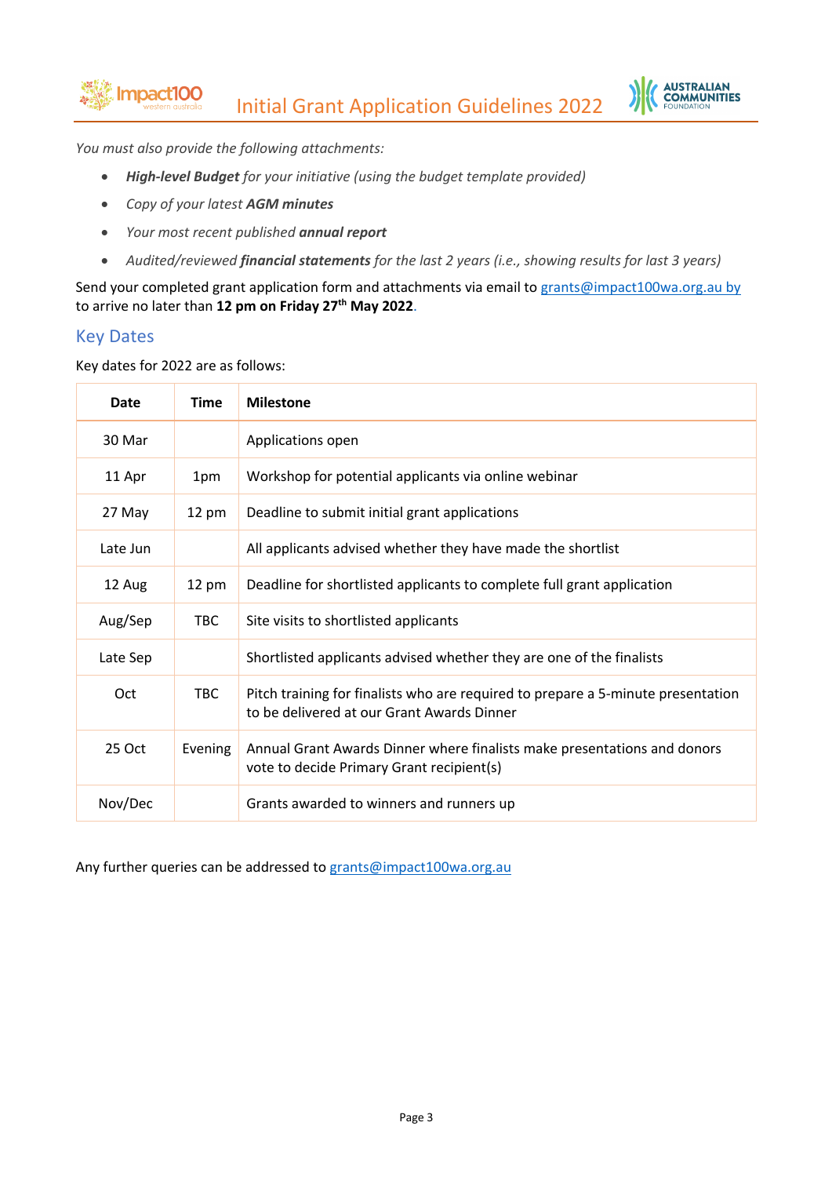*You must also provide the following attachments:*

- ***High-level Budget** for your initiative (using the budget template provided)*
- *Copy of your latest **AGM minutes***
- *Your most recent published **annual report***
- *Audited/reviewed **financial statements** for the last 2 years (i.e., showing results for last 3 years)*

Send your completed grant application form and attachments via email to grants@impact100wa.org.au by to arrive no later than **12 pm on Friday 27th May 2022**.

## Key Dates

Key dates for 2022 are as follows:

| Date | Time | Milestone |
|---|---|---|
| 30 Mar | | Applications open |
| 11 Apr | 1pm | Workshop for potential applicants via online webinar |
| 27 May | 12 pm | Deadline to submit initial grant applications |
| Late Jun | | All applicants advised whether they have made the shortlist |
| 12 Aug | 12 pm | Deadline for shortlisted applicants to complete full grant application |
| Aug/Sep | TBC | Site visits to shortlisted applicants |
| Late Sep | | Shortlisted applicants advised whether they are one of the finalists |
| Oct | TBC | Pitch training for finalists who are required to prepare a 5-minute presentation to be delivered at our Grant Awards Dinner |
| 25 Oct | Evening | Annual Grant Awards Dinner where finalists make presentations and donors vote to decide Primary Grant recipient(s) |
| Nov/Dec | | Grants awarded to winners and runners up |

Any further queries can be addressed to grants@impact100wa.org.au